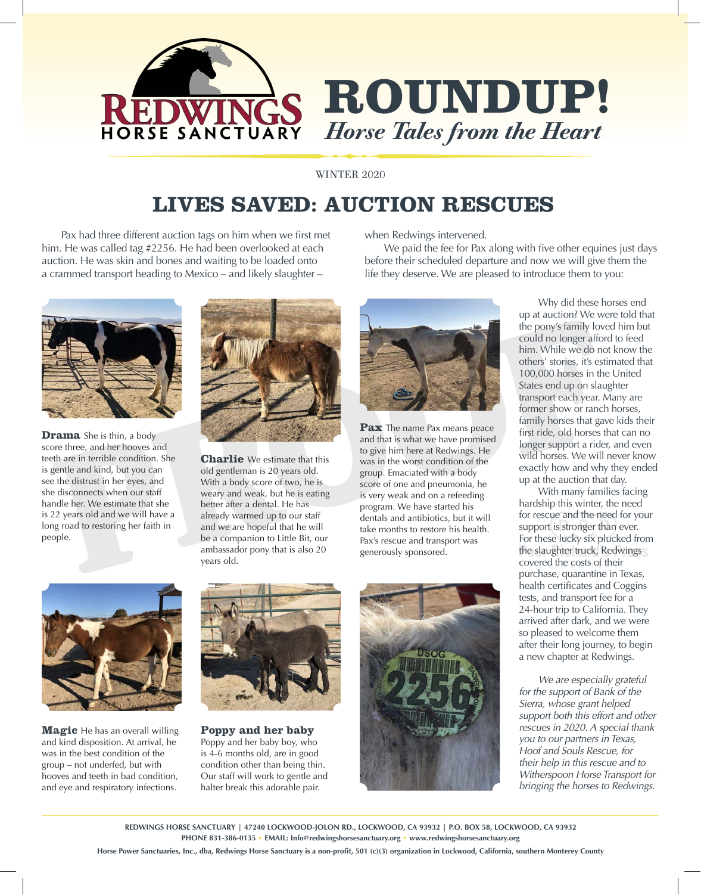# ROUNDUP!

*Horse Tales from the Heart*

WINTER 2020

## LIVES SAVED: AUCTION RESCUES

Pax had three different auction tags on him when we first met him. He was called tag #2256. He had been overlooked at each auction. He was skin and bones and waiting to be loaded onto a crammed transport heading to Mexico – and likely slaughter – when Redwings intervened.

We paid the fee for Pax along with five other equines just days before their scheduled departure and now we will give them the life they deserve. We are pleased to introduce them to you:

**Drama** She is thin, a body score three, and her hooves and teeth are in terrible condition. She is gentle and kind, but you can see the distrust in her eyes, and she disconnects when our staff handle her. We estimate that she is 22 years old and we will have a long road to restoring her faith in people.

**Charlie** We estimate that this old gentleman is 20 years old. With a body score of two, he is weary and weak, but he is eating better after a dental. He has already warmed up to our staff and we are hopeful that he will be a companion to Little Bit, our ambassador pony that is also 20 years old.

**Pax** The name Pax means peace and that is what we have promised to give him here at Redwings. He was in the worst condition of the group. Emaciated with a body score of one and pneumonia, he is very weak and on a refeeding program. We have started his dentals and antibiotics, but it will take months to restore his health. Pax's rescue and transport was generously sponsored.

**Magic** He has an overall willing and kind disposition. At arrival, he was in the best condition of the group – not underfed, but with hooves and teeth in bad condition, and eye and respiratory infections.

**Poppy and her baby** Poppy and her baby boy, who is 4-6 months old, are in good condition other than being thin. Our staff will work to gentle and halter break this adorable pair.

Why did these horses end up at auction? We were told that the pony's family loved him but could no longer afford to feed him. While we do not know the others' stories, it's estimated that 100,000 horses in the United States end up on slaughter transport each year. Many are former show or ranch horses, family horses that gave kids their first ride, old horses that can no longer support a rider, and even wild horses. We will never know exactly how and why they ended up at the auction that day.

With many families facing hardship this winter, the need for rescue and the need for your support is stronger than ever. For these lucky six plucked from the slaughter truck, Redwings covered the costs of their purchase, quarantine in Texas, health certificates and Coggins tests, and transport fee for a 24-hour trip to California. They arrived after dark, and we were so pleased to welcome them after their long journey, to begin a new chapter at Redwings.

*We are especially grateful for the support of Bank of the Sierra, whose grant helped support both this effort and other rescues in 2020. A special thank you to our partners in Texas, Hoof and Souls Rescue, for their help in this rescue and to Witherspoon Horse Transport for bringing the horses to Redwings.*

**REDWINGS HORSE SANCTUARY | 47240 LOCKWOOD-JOLON RD., LOCKWOOD, CA 93932 | P.O. BOX 58, LOCKWOOD, CA 93932**
**PHONE 831-386-0135 • EMAIL: Info@redwingshorsesanctuary.org • www.redwingshorsesanctuary.org**

**Horse Power Sanctuaries, Inc., dba, Redwings Horse Sanctuary is a non-profit, 501 (c)(3) organization in Lockwood, California, southern Monterey County**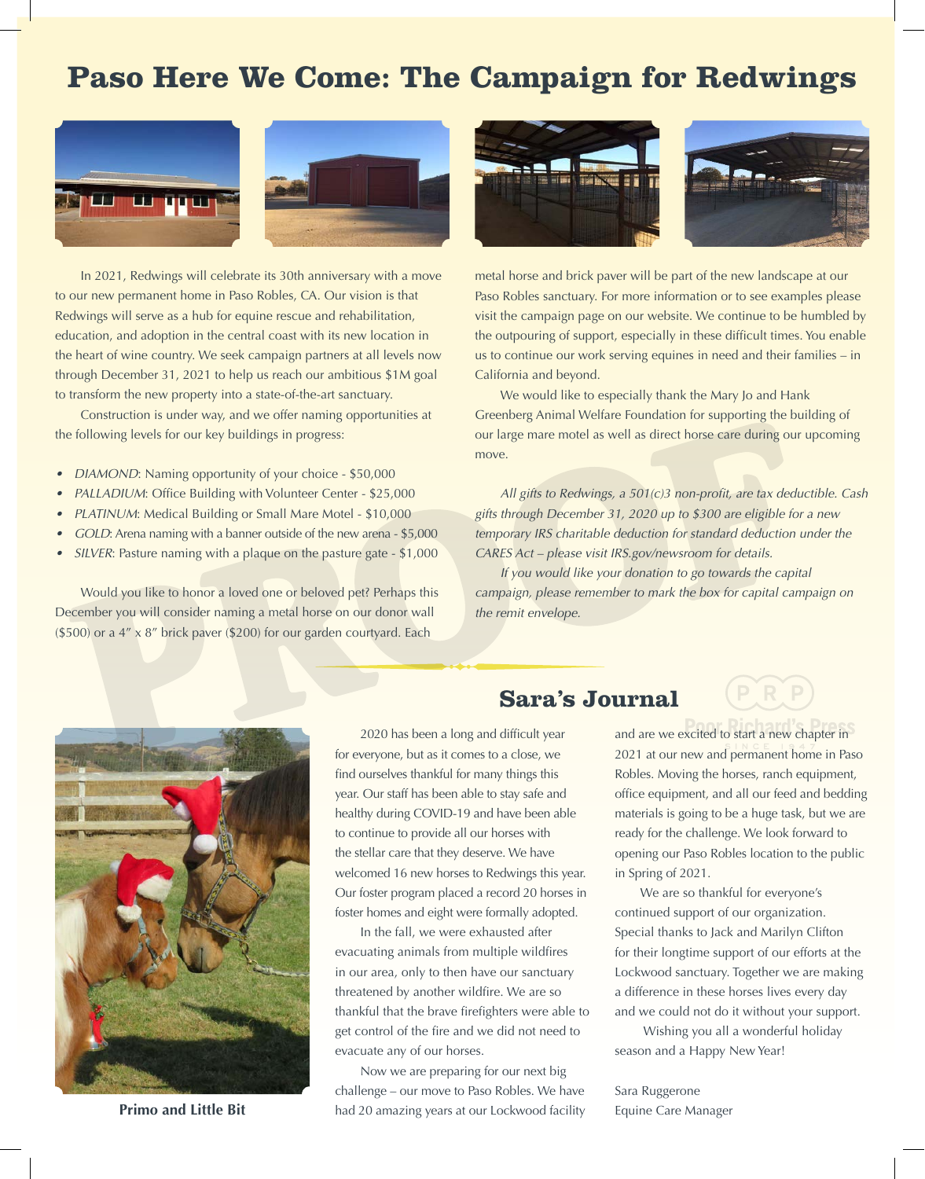# Paso Here We Come: The Campaign for Redwings

In 2021, Redwings will celebrate its 30th anniversary with a move to our new permanent home in Paso Robles, CA. Our vision is that Redwings will serve as a hub for equine rescue and rehabilitation, education, and adoption in the central coast with its new location in the heart of wine country. We seek campaign partners at all levels now through December 31, 2021 to help us reach our ambitious $1M goal to transform the new property into a state-of-the-art sanctuary.

Construction is under way, and we offer naming opportunities at the following levels for our key buildings in progress:

- *DIAMOND*: Naming opportunity of your choice - $50,000
- *PALLADIUM*: Office Building with Volunteer Center - $25,000
- *PLATINUM*: Medical Building or Small Mare Motel - $10,000
- *GOLD*: Arena naming with a banner outside of the new arena - $5,000
- *SILVER*: Pasture naming with a plaque on the pasture gate - $1,000

Would you like to honor a loved one or beloved pet? Perhaps this December you will consider naming a metal horse on our donor wall ($500) or a 4″ x 8″ brick paver ($200) for our garden courtyard. Each metal horse and brick paver will be part of the new landscape at our Paso Robles sanctuary. For more information or to see examples please visit the campaign page on our website. We continue to be humbled by the outpouring of support, especially in these difficult times. You enable us to continue our work serving equines in need and their families – in California and beyond.

We would like to especially thank the Mary Jo and Hank Greenberg Animal Welfare Foundation for supporting the building of our large mare motel as well as direct horse care during our upcoming move.

*All gifts to Redwings, a 501(c)3 non-profit, are tax deductible. Cash gifts through December 31, 2020 up to $300 are eligible for a new temporary IRS charitable deduction for standard deduction under the CARES Act – please visit IRS.gov/newsroom for details.*

*If you would like your donation to go towards the capital campaign, please remember to mark the box for capital campaign on the remit envelope.*

## Sara's Journal

**Primo and Little Bit**

2020 has been a long and difficult year for everyone, but as it comes to a close, we find ourselves thankful for many things this year. Our staff has been able to stay safe and healthy during COVID-19 and have been able to continue to provide all our horses with the stellar care that they deserve. We have welcomed 16 new horses to Redwings this year. Our foster program placed a record 20 horses in foster homes and eight were formally adopted.

In the fall, we were exhausted after evacuating animals from multiple wildfires in our area, only to then have our sanctuary threatened by another wildfire. We are so thankful that the brave firefighters were able to get control of the fire and we did not need to evacuate any of our horses.

Now we are preparing for our next big challenge – our move to Paso Robles. We have had 20 amazing years at our Lockwood facility and are we excited to start a new chapter in 2021 at our new and permanent home in Paso Robles. Moving the horses, ranch equipment, office equipment, and all our feed and bedding materials is going to be a huge task, but we are ready for the challenge. We look forward to opening our Paso Robles location to the public in Spring of 2021.

We are so thankful for everyone's continued support of our organization. Special thanks to Jack and Marilyn Clifton for their longtime support of our efforts at the Lockwood sanctuary. Together we are making a difference in these horses lives every day and we could not do it without your support.

Wishing you all a wonderful holiday season and a Happy New Year!

Sara Ruggerone
Equine Care Manager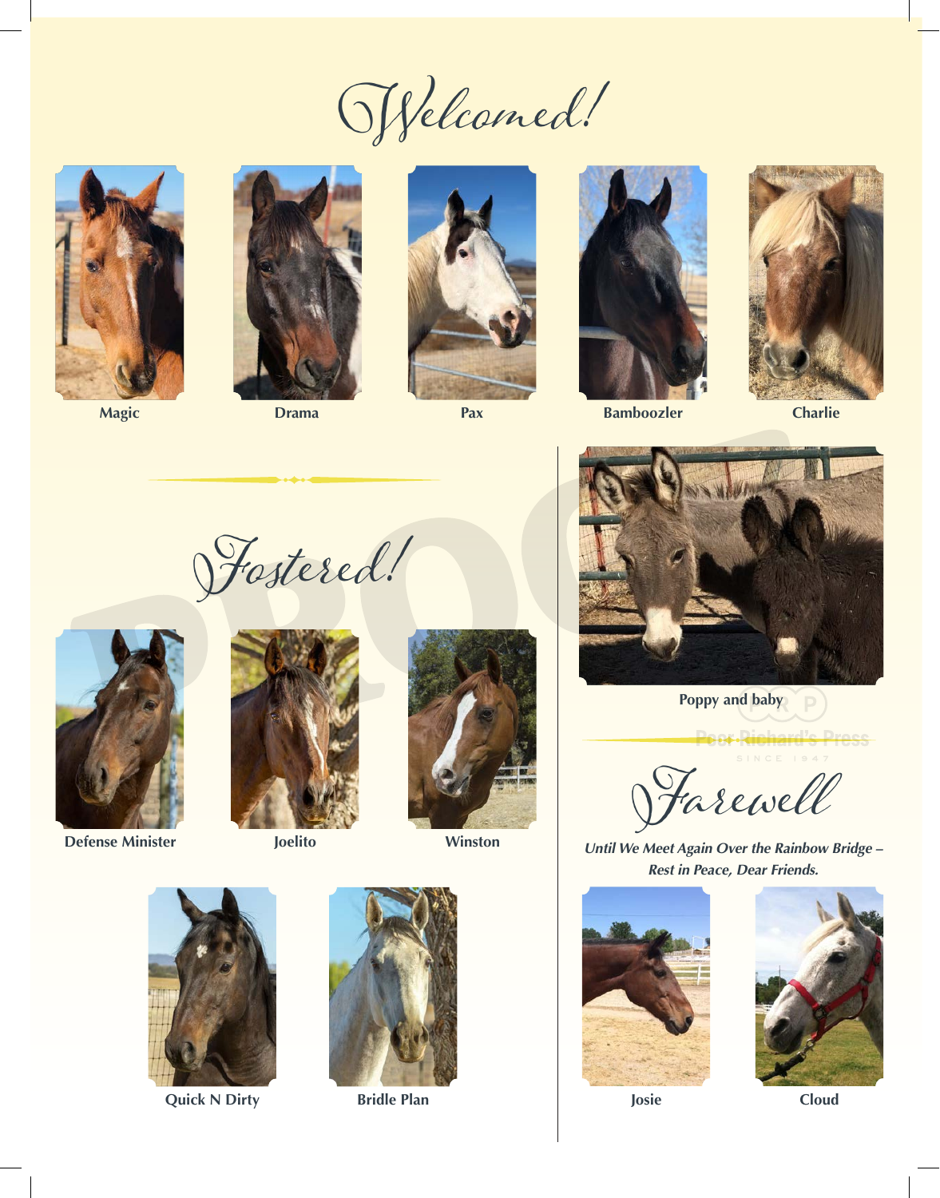# Welcomed!

Magic

Drama

Pax

Bamboozler

Charlie

# Fostered!

Defense Minister

Joelito

Winston

Quick N Dirty

Bridle Plan

Poppy and baby

# Farewell

***Until We Meet Again Over the Rainbow Bridge – Rest in Peace, Dear Friends.***

Josie

Cloud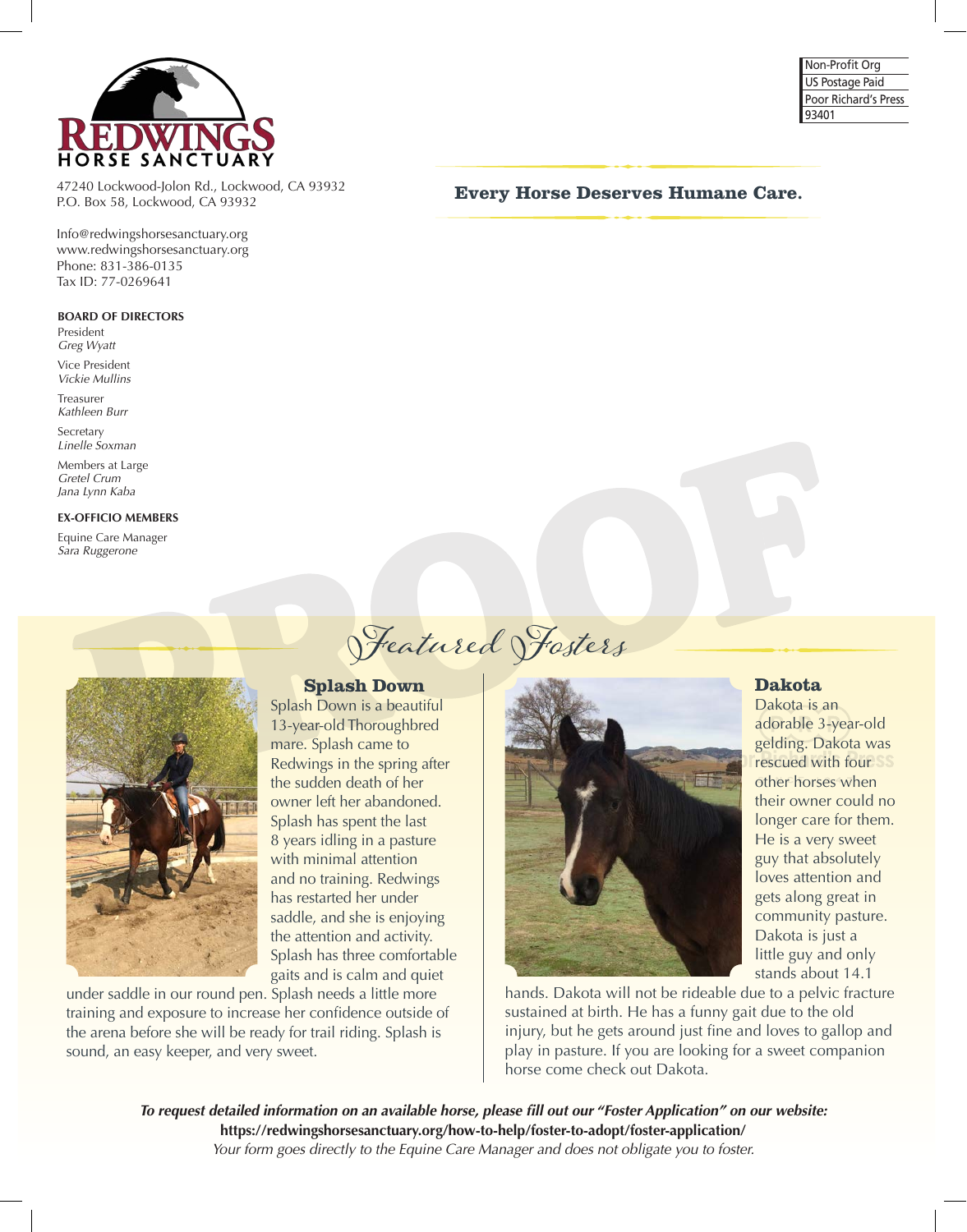REDWINGS HORSE SANCTUARY

47240 Lockwood-Jolon Rd., Lockwood, CA 93932
P.O. Box 58, Lockwood, CA 93932

Info@redwingshorsesanctuary.org
www.redwingshorsesanctuary.org
Phone: 831-386-0135
Tax ID: 77-0269641

**BOARD OF DIRECTORS**

President
*Greg Wyatt*

Vice President
*Vickie Mullins*

Treasurer
*Kathleen Burr*

Secretary
*Linelle Soxman*

Members at Large
*Gretel Crum*
*Jana Lynn Kaba*

**EX-OFFICIO MEMBERS**

Equine Care Manager
*Sara Ruggerone*

Non-Profit Org
US Postage Paid
Poor Richard's Press
93401

**Every Horse Deserves Humane Care.**

PROOF

## *Featured Fosters*

### Splash Down

Splash Down is a beautiful 13-year-old Thoroughbred mare. Splash came to Redwings in the spring after the sudden death of her owner left her abandoned. Splash has spent the last 8 years idling in a pasture with minimal attention and no training. Redwings has restarted her under saddle, and she is enjoying the attention and activity. Splash has three comfortable gaits and is calm and quiet under saddle in our round pen. Splash needs a little more training and exposure to increase her confidence outside of the arena before she will be ready for trail riding. Splash is sound, an easy keeper, and very sweet.

### Dakota

Dakota is an adorable 3-year-old gelding. Dakota was rescued with four other horses when their owner could no longer care for them. He is a very sweet guy that absolutely loves attention and gets along great in community pasture. Dakota is just a little guy and only stands about 14.1 hands. Dakota will not be rideable due to a pelvic fracture sustained at birth. He has a funny gait due to the old injury, but he gets around just fine and loves to gallop and play in pasture. If you are looking for a sweet companion horse come check out Dakota.

***To request detailed information on an available horse, please fill out our "Foster Application" on our website:***
**https://redwingshorsesanctuary.org/how-to-help/foster-to-adopt/foster-application/**
*Your form goes directly to the Equine Care Manager and does not obligate you to foster.*